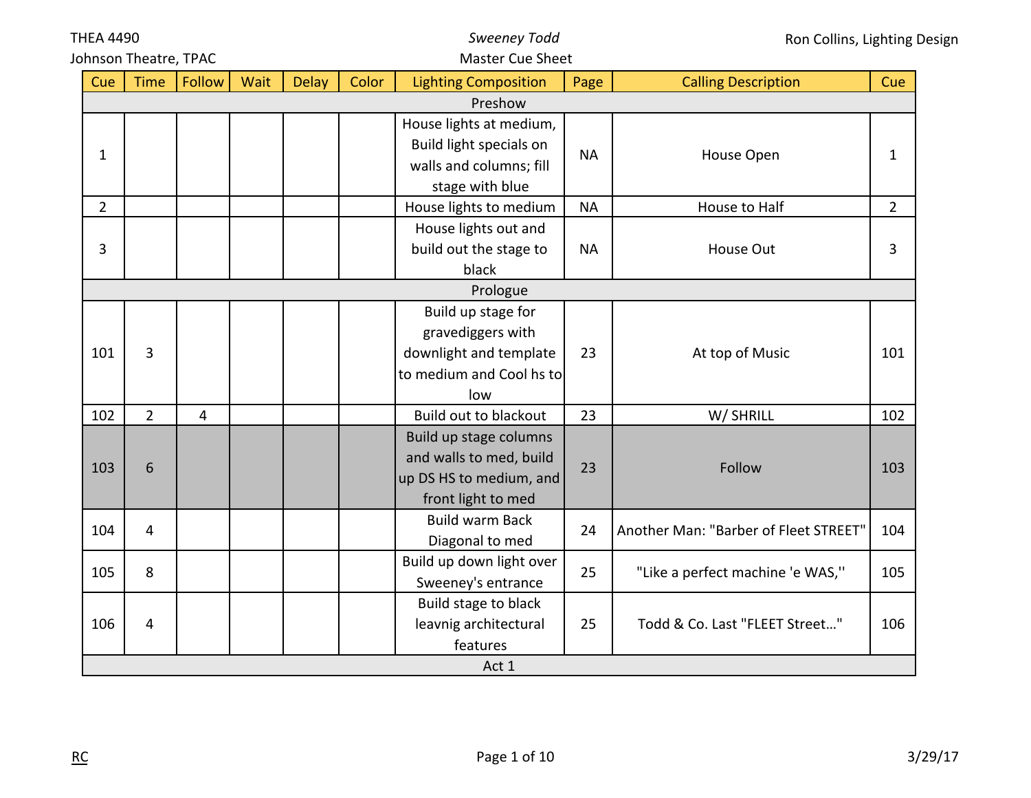THEA 4490
Johnson Theatre, TPAC

*Sweeney Todd*
Master Cue Sheet

Ron Collins, Lighting Design

| Cue | Time | Follow | Wait | Delay | Color | Lighting Composition | Page | Calling Description | Cue |
|---|---|---|---|---|---|---|---|---|---|
| Preshow | | | | | | | | | |
| 1 | | | | | | House lights at medium, Build light specials on walls and columns; fill stage with blue | NA | House Open | 1 |
| 2 | | | | | | House lights to medium | NA | House to Half | 2 |
| 3 | | | | | | House lights out and build out the stage to black | NA | House Out | 3 |
| Prologue | | | | | | | | | |
| 101 | 3 | | | | | Build up stage for gravediggers with downlight and template to medium and Cool hs to low | 23 | At top of Music | 101 |
| 102 | 2 | 4 | | | | Build out to blackout | 23 | W/ SHRILL | 102 |
| 103 | 6 | | | | | Build up stage columns and walls to med, build up DS HS to medium, and front light to med | 23 | Follow | 103 |
| 104 | 4 | | | | | Build warm Back Diagonal to med | 24 | Another Man: "Barber of Fleet STREET" | 104 |
| 105 | 8 | | | | | Build up down light over Sweeney's entrance | 25 | "Like a perfect machine 'e WAS,'' | 105 |
| 106 | 4 | | | | | Build stage to black leavnig architectural features | 25 | Todd & Co. Last "FLEET Street…" | 106 |
| Act 1 | | | | | | | | | |

RC

3/29/17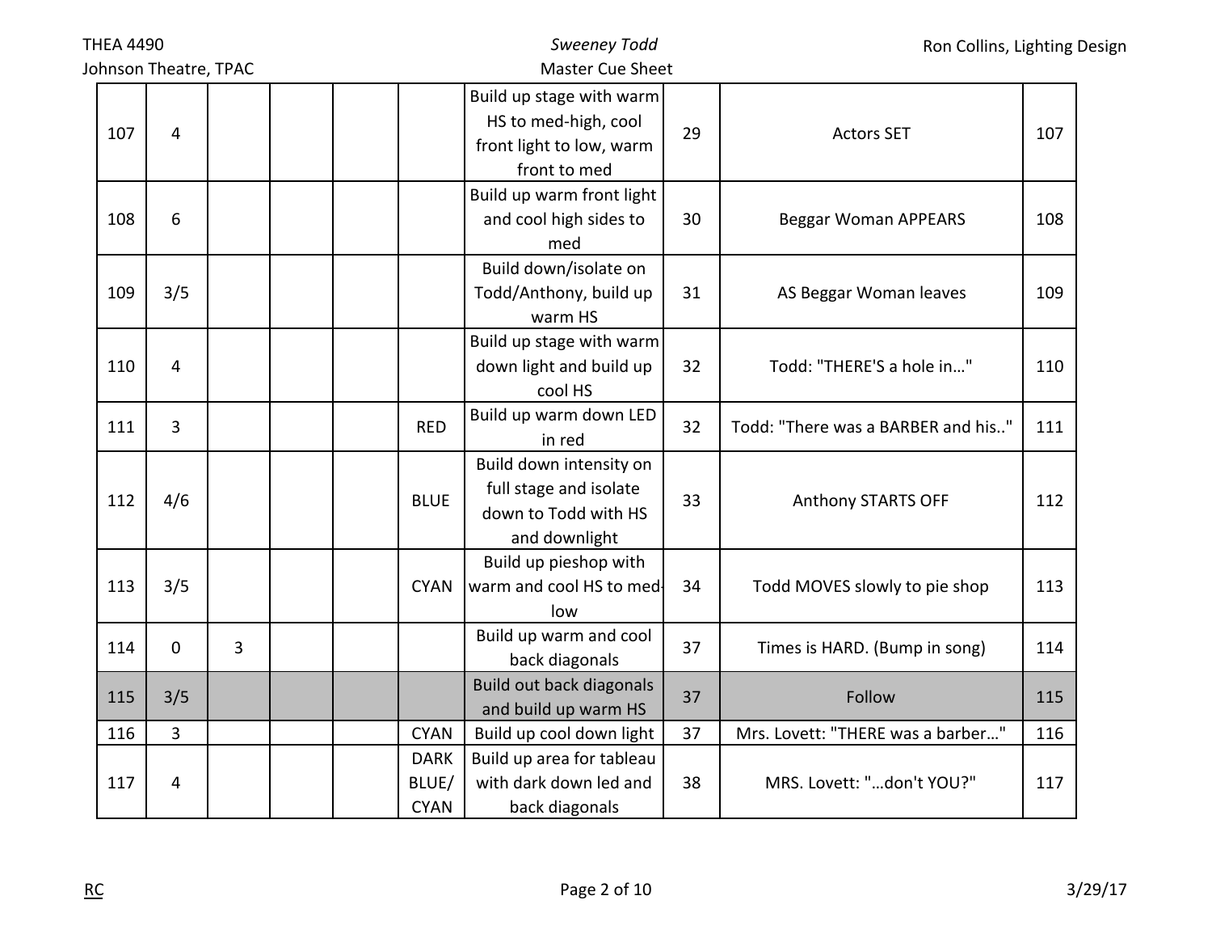| | | | | | | | | | |
|---|---|---|---|---|---|---|---|---|---|
| 107 | 4 | | | | | Build up stage with warm HS to med-high, cool front light to low, warm front to med | 29 | Actors SET | 107 |
| 108 | 6 | | | | | Build up warm front light and cool high sides to med | 30 | Beggar Woman APPEARS | 108 |
| 109 | 3/5 | | | | | Build down/isolate on Todd/Anthony, build up warm HS | 31 | AS Beggar Woman leaves | 109 |
| 110 | 4 | | | | | Build up stage with warm down light and build up cool HS | 32 | Todd: "THERE'S a hole in…" | 110 |
| 111 | 3 | | | | RED | Build up warm down LED in red | 32 | Todd: "There was a BARBER and his.." | 111 |
| 112 | 4/6 | | | | BLUE | Build down intensity on full stage and isolate down to Todd with HS and downlight | 33 | Anthony STARTS OFF | 112 |
| 113 | 3/5 | | | | CYAN | Build up pieshop with warm and cool HS to med-low | 34 | Todd MOVES slowly to pie shop | 113 |
| 114 | 0 | 3 | | | | Build up warm and cool back diagonals | 37 | Times is HARD. (Bump in song) | 114 |
| 115 | 3/5 | | | | | Build out back diagonals and build up warm HS | 37 | Follow | 115 |
| 116 | 3 | | | | CYAN | Build up cool down light | 37 | Mrs. Lovett: "THERE was a barber…" | 116 |
| 117 | 4 | | | | DARK BLUE/ CYAN | Build up area for tableau with dark down led and back diagonals | 38 | MRS. Lovett: "…don't YOU?" | 117 |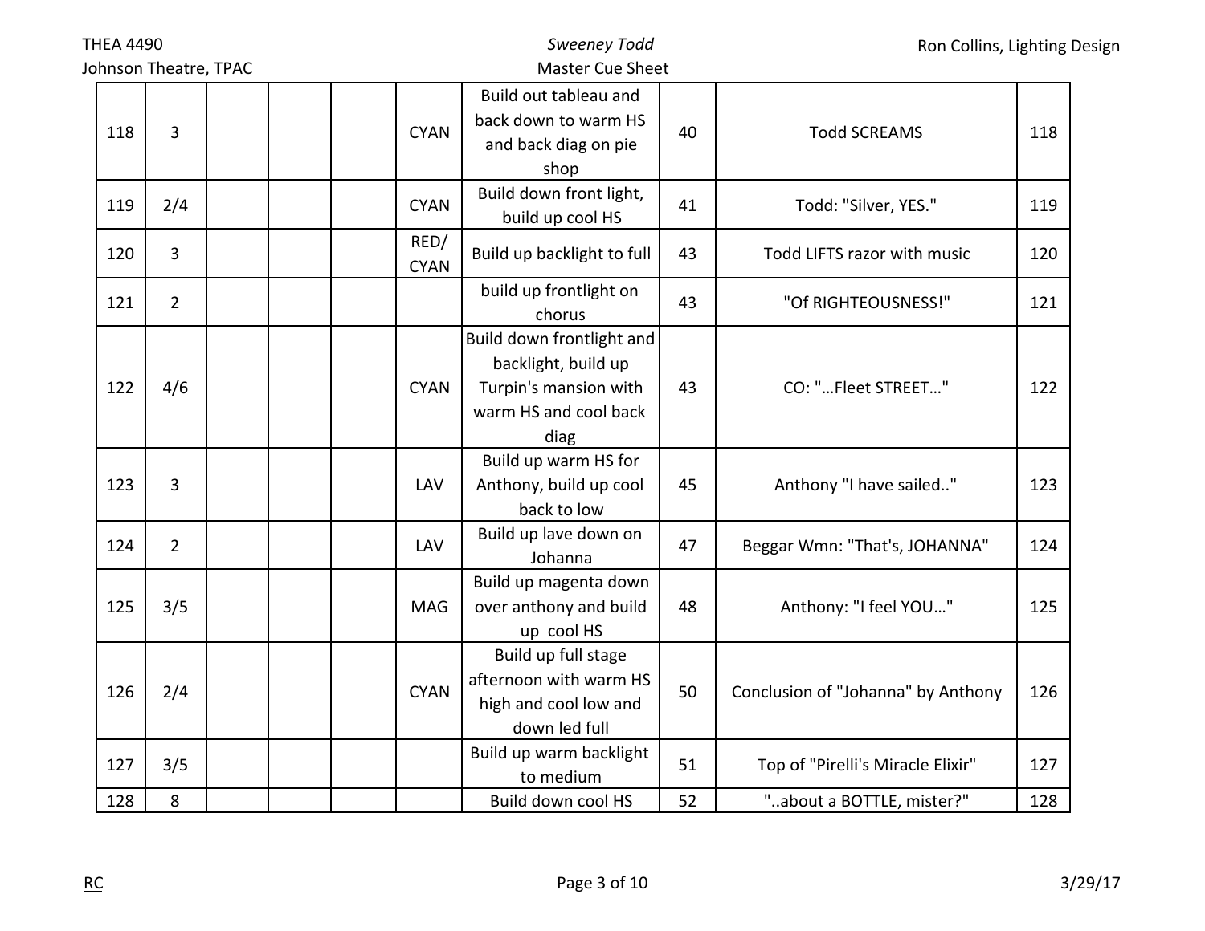THEA 4490
Johnson Theatre, TPAC

*Sweeney Todd*
Master Cue Sheet

Ron Collins, Lighting Design

| | | | | | | | | | |
|---|---|---|---|---|---|---|---|---|---|
| 118 | 3 | | | | CYAN | Build out tableau and back down to warm HS and back diag on pie shop | 40 | Todd SCREAMS | 118 |
| 119 | 2/4 | | | | CYAN | Build down front light, build up cool HS | 41 | Todd: "Silver, YES." | 119 |
| 120 | 3 | | | | RED/ CYAN | Build up backlight to full | 43 | Todd LIFTS razor with music | 120 |
| 121 | 2 | | | | | build up frontlight on chorus | 43 | "Of RIGHTEOUSNESS!" | 121 |
| 122 | 4/6 | | | | CYAN | Build down frontlight and backlight, build up Turpin's mansion with warm HS and cool back diag | 43 | CO: "…Fleet STREET…" | 122 |
| 123 | 3 | | | | LAV | Build up warm HS for Anthony, build up cool back to low | 45 | Anthony "I have sailed.." | 123 |
| 124 | 2 | | | | LAV | Build up lave down on Johanna | 47 | Beggar Wmn: "That's, JOHANNA" | 124 |
| 125 | 3/5 | | | | MAG | Build up magenta down over anthony and build up cool HS | 48 | Anthony: "I feel YOU…" | 125 |
| 126 | 2/4 | | | | CYAN | Build up full stage afternoon with warm HS high and cool low and down led full | 50 | Conclusion of "Johanna" by Anthony | 126 |
| 127 | 3/5 | | | | | Build up warm backlight to medium | 51 | Top of "Pirelli's Miracle Elixir" | 127 |
| 128 | 8 | | | | | Build down cool HS | 52 | "..about a BOTTLE, mister?" | 128 |

RC

3/29/17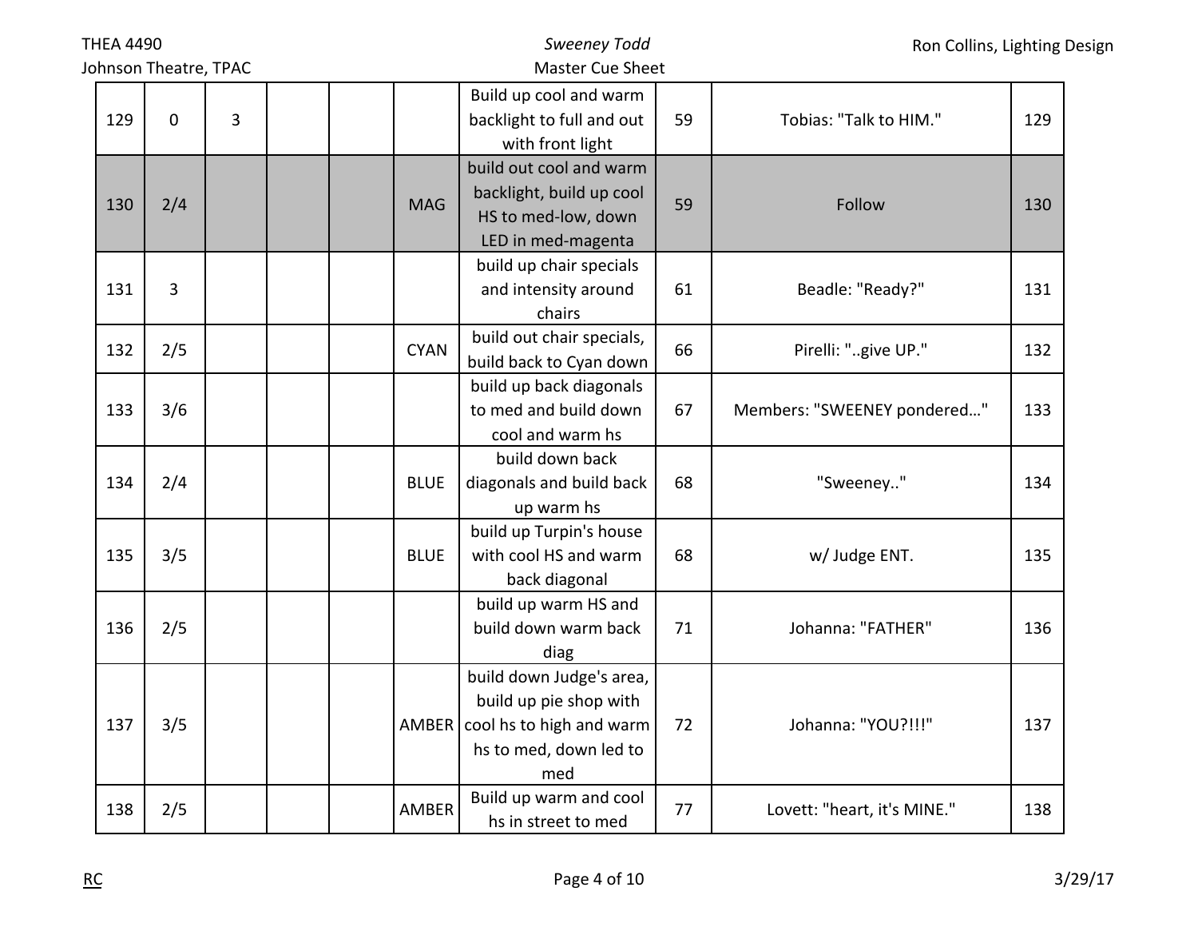| 129 | 0 | 3 | | | | Build up cool and warm backlight to full and out with front light | 59 | Tobias: "Talk to HIM." | 129 |
|---|---|---|---|---|---|---|---|---|---|
| 130 | 2/4 | | | | MAG | build out cool and warm backlight, build up cool HS to med-low, down LED in med-magenta | 59 | Follow | 130 |
| 131 | 3 | | | | | build up chair specials and intensity around chairs | 61 | Beadle: "Ready?" | 131 |
| 132 | 2/5 | | | | CYAN | build out chair specials, build back to Cyan down | 66 | Pirelli: "..give UP." | 132 |
| 133 | 3/6 | | | | | build up back diagonals to med and build down cool and warm hs | 67 | Members: "SWEENEY pondered…" | 133 |
| 134 | 2/4 | | | | BLUE | build down back diagonals and build back up warm hs | 68 | "Sweeney.." | 134 |
| 135 | 3/5 | | | | BLUE | build up Turpin's house with cool HS and warm back diagonal | 68 | w/ Judge ENT. | 135 |
| 136 | 2/5 | | | | | build up warm HS and build down warm back diag | 71 | Johanna: "FATHER" | 136 |
| 137 | 3/5 | | | | AMBER | build down Judge's area, build up pie shop with cool hs to high and warm hs to med, down led to med | 72 | Johanna: "YOU?!!!" | 137 |
| 138 | 2/5 | | | | AMBER | Build up warm and cool hs in street to med | 77 | Lovett: "heart, it's MINE." | 138 |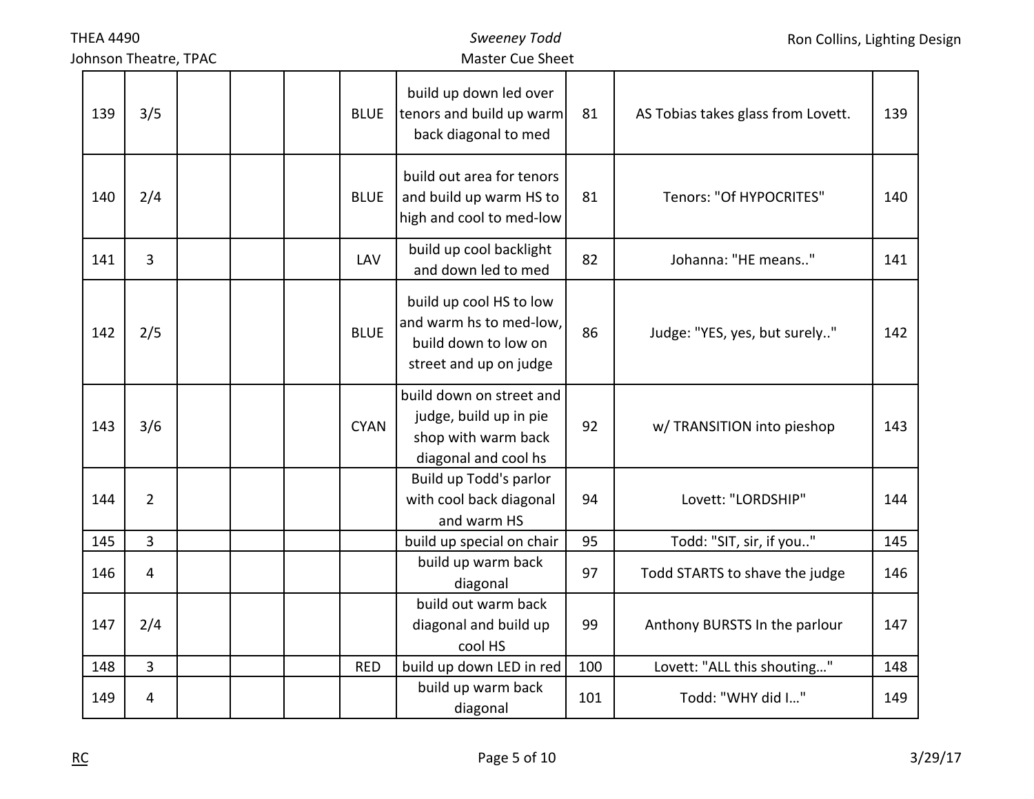| | | | | | | | | | |
|---|---|---|---|---|---|---|---|---|---|
| 139 | 3/5 | | | | BLUE | build up down led over tenors and build up warm back diagonal to med | 81 | AS Tobias takes glass from Lovett. | 139 |
| 140 | 2/4 | | | | BLUE | build out area for tenors and build up warm HS to high and cool to med-low | 81 | Tenors: "Of HYPOCRITES" | 140 |
| 141 | 3 | | | | LAV | build up cool backlight and down led to med | 82 | Johanna: "HE means.." | 141 |
| 142 | 2/5 | | | | BLUE | build up cool HS to low and warm hs to med-low, build down to low on street and up on judge | 86 | Judge: "YES, yes, but surely.." | 142 |
| 143 | 3/6 | | | | CYAN | build down on street and judge, build up in pie shop with warm back diagonal and cool hs | 92 | w/ TRANSITION into pieshop | 143 |
| 144 | 2 | | | | | Build up Todd's parlor with cool back diagonal and warm HS | 94 | Lovett: "LORDSHIP" | 144 |
| 145 | 3 | | | | | build up special on chair | 95 | Todd: "SIT, sir, if you.." | 145 |
| 146 | 4 | | | | | build up warm back diagonal | 97 | Todd STARTS to shave the judge | 146 |
| 147 | 2/4 | | | | | build out warm back diagonal and build up cool HS | 99 | Anthony BURSTS In the parlour | 147 |
| 148 | 3 | | | | RED | build up down LED in red | 100 | Lovett: "ALL this shouting…" | 148 |
| 149 | 4 | | | | | build up warm back diagonal | 101 | Todd: "WHY did I…" | 149 |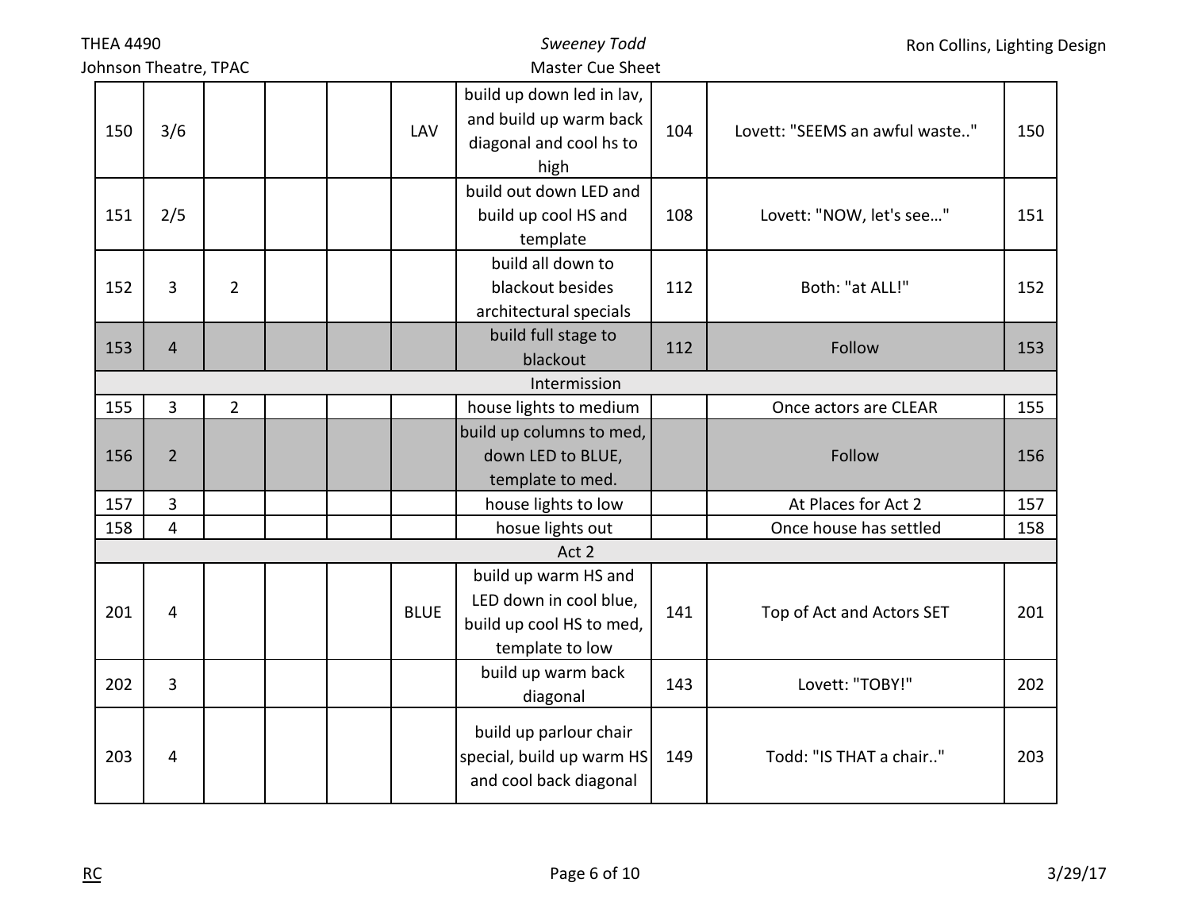| 150 | 3/6 | | | | LAV | build up down led in lav, and build up warm back diagonal and cool hs to high | 104 | Lovett: "SEEMS an awful waste.." | 150 |
|---|---|---|---|---|---|---|---|---|---|
| 151 | 2/5 | | | | | build out down LED and build up cool HS and template | 108 | Lovett: "NOW, let's see…" | 151 |
| 152 | 3 | 2 | | | | build all down to blackout besides architectural specials | 112 | Both: "at ALL!" | 152 |
| 153 | 4 | | | | | build full stage to blackout | 112 | Follow | 153 |
| | | | | | | Intermission | | | |
| 155 | 3 | 2 | | | | house lights to medium | | Once actors are CLEAR | 155 |
| 156 | 2 | | | | | build up columns to med, down LED to BLUE, template to med. | | Follow | 156 |
| 157 | 3 | | | | | house lights to low | | At Places for Act 2 | 157 |
| 158 | 4 | | | | | hosue lights out | | Once house has settled | 158 |
| | | | | | | Act 2 | | | |
| 201 | 4 | | | | BLUE | build up warm HS and LED down in cool blue, build up cool HS to med, template to low | 141 | Top of Act and Actors SET | 201 |
| 202 | 3 | | | | | build up warm back diagonal | 143 | Lovett: "TOBY!" | 202 |
| 203 | 4 | | | | | build up parlour chair special, build up warm HS and cool back diagonal | 149 | Todd: "IS THAT a chair.." | 203 |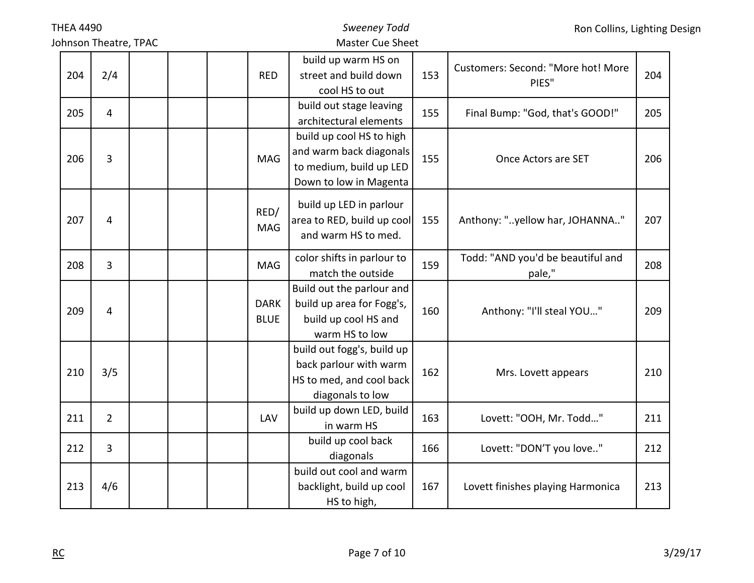| 204 | 2/4 | | | | RED | build up warm HS on street and build down cool HS to out | 153 | Customers: Second: "More hot! More PIES" | 204 |
|---|---|---|---|---|---|---|---|---|---|
| 205 | 4 | | | | | build out stage leaving architectural elements | 155 | Final Bump: "God, that's GOOD!" | 205 |
| 206 | 3 | | | | MAG | build up cool HS to high and warm back diagonals to medium, build up LED Down to low in Magenta | 155 | Once Actors are SET | 206 |
| 207 | 4 | | | | RED/ MAG | build up LED in parlour area to RED, build up cool and warm HS to med. | 155 | Anthony: "..yellow har, JOHANNA.." | 207 |
| 208 | 3 | | | | MAG | color shifts in parlour to match the outside | 159 | Todd: "AND you'd be beautiful and pale," | 208 |
| 209 | 4 | | | | DARK BLUE | Build out the parlour and build up area for Fogg's, build up cool HS and warm HS to low | 160 | Anthony: "I'll steal YOU…" | 209 |
| 210 | 3/5 | | | | | build out fogg's, build up back parlour with warm HS to med, and cool back diagonals to low | 162 | Mrs. Lovett appears | 210 |
| 211 | 2 | | | | LAV | build up down LED, build in warm HS | 163 | Lovett: "OOH, Mr. Todd…" | 211 |
| 212 | 3 | | | | | build up cool back diagonals | 166 | Lovett: "DON'T you love.." | 212 |
| 213 | 4/6 | | | | | build out cool and warm backlight, build up cool HS to high, | 167 | Lovett finishes playing Harmonica | 213 |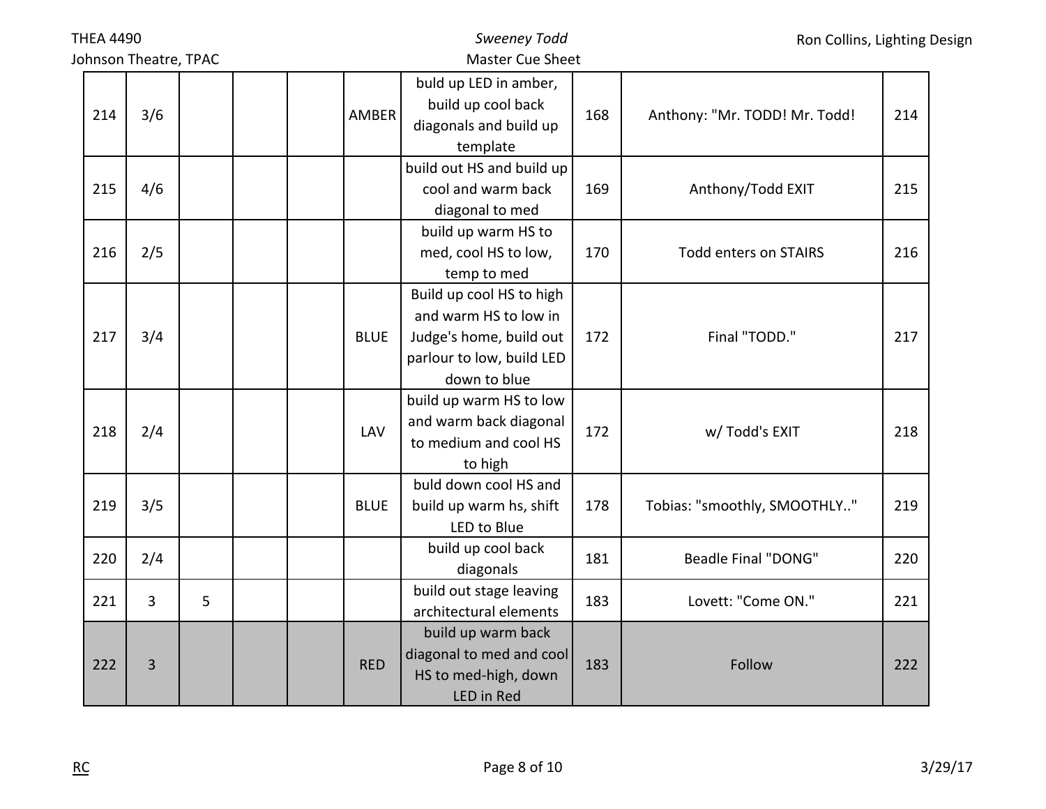| 214 | 3/6 | | | | AMBER | buld up LED in amber, build up cool back diagonals and build up template | 168 | Anthony: "Mr. TODD! Mr. Todd! | 214 |
|---|---|---|---|---|---|---|---|---|---|
| 215 | 4/6 | | | | | build out HS and build up cool and warm back diagonal to med | 169 | Anthony/Todd EXIT | 215 |
| 216 | 2/5 | | | | | build up warm HS to med, cool HS to low, temp to med | 170 | Todd enters on STAIRS | 216 |
| 217 | 3/4 | | | | BLUE | Build up cool HS to high and warm HS to low in Judge's home, build out parlour to low, build LED down to blue | 172 | Final "TODD." | 217 |
| 218 | 2/4 | | | | LAV | build up warm HS to low and warm back diagonal to medium and cool HS to high | 172 | w/ Todd's EXIT | 218 |
| 219 | 3/5 | | | | BLUE | buld down cool HS and build up warm hs, shift LED to Blue | 178 | Tobias: "smoothly, SMOOTHLY.." | 219 |
| 220 | 2/4 | | | | | build up cool back diagonals | 181 | Beadle Final "DONG" | 220 |
| 221 | 3 | 5 | | | | build out stage leaving architectural elements | 183 | Lovett: "Come ON." | 221 |
| 222 | 3 | | | | RED | build up warm back diagonal to med and cool HS to med-high, down LED in Red | 183 | Follow | 222 |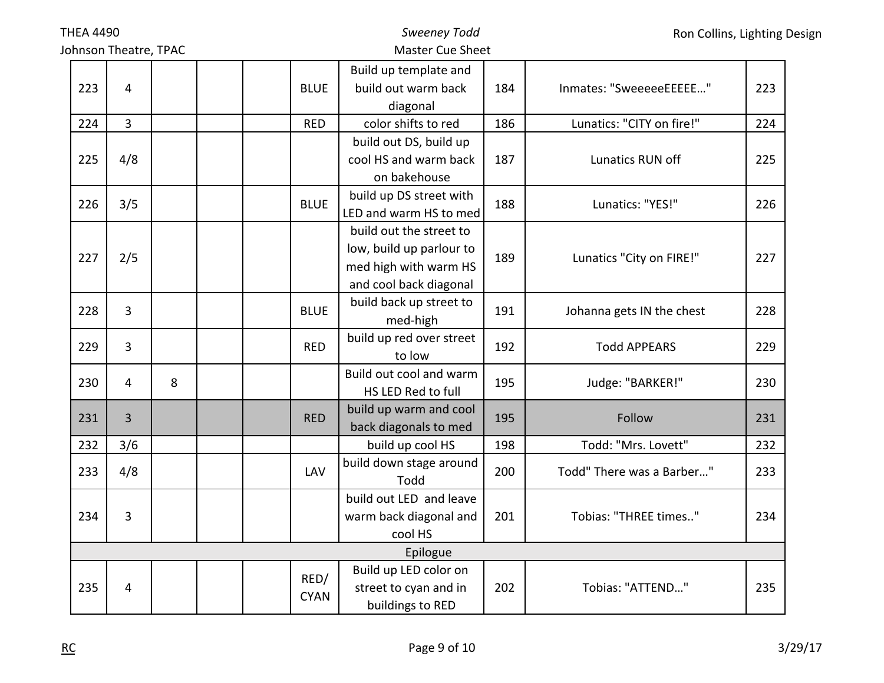| | | | | | | | | | |
|---|---|---|---|---|---|---|---|---|---|
| 223 | 4 | | | | BLUE | Build up template and build out warm back diagonal | 184 | Inmates: "SweeeeeEEEEE…" | 223 |
| 224 | 3 | | | | RED | color shifts to red | 186 | Lunatics: "CITY on fire!" | 224 |
| 225 | 4/8 | | | | | build out DS, build up cool HS and warm back on bakehouse | 187 | Lunatics RUN off | 225 |
| 226 | 3/5 | | | | BLUE | build up DS street with LED and warm HS to med | 188 | Lunatics: "YES!" | 226 |
| 227 | 2/5 | | | | | build out the street to low, build up parlour to med high with warm HS and cool back diagonal | 189 | Lunatics "City on FIRE!" | 227 |
| 228 | 3 | | | | BLUE | build back up street to med-high | 191 | Johanna gets IN the chest | 228 |
| 229 | 3 | | | | RED | build up red over street to low | 192 | Todd APPEARS | 229 |
| 230 | 4 | 8 | | | | Build out cool and warm HS LED Red to full | 195 | Judge: "BARKER!" | 230 |
| 231 | 3 | | | | RED | build up warm and cool back diagonals to med | 195 | Follow | 231 |
| 232 | 3/6 | | | | | build up cool HS | 198 | Todd: "Mrs. Lovett" | 232 |
| 233 | 4/8 | | | | LAV | build down stage around Todd | 200 | Todd" There was a Barber…" | 233 |
| 234 | 3 | | | | | build out LED and leave warm back diagonal and cool HS | 201 | Tobias: "THREE times.." | 234 |
| Epilogue | | | | | | | | | |
| 235 | 4 | | | | RED/ CYAN | Build up LED color on street to cyan and in buildings to RED | 202 | Tobias: "ATTEND…" | 235 |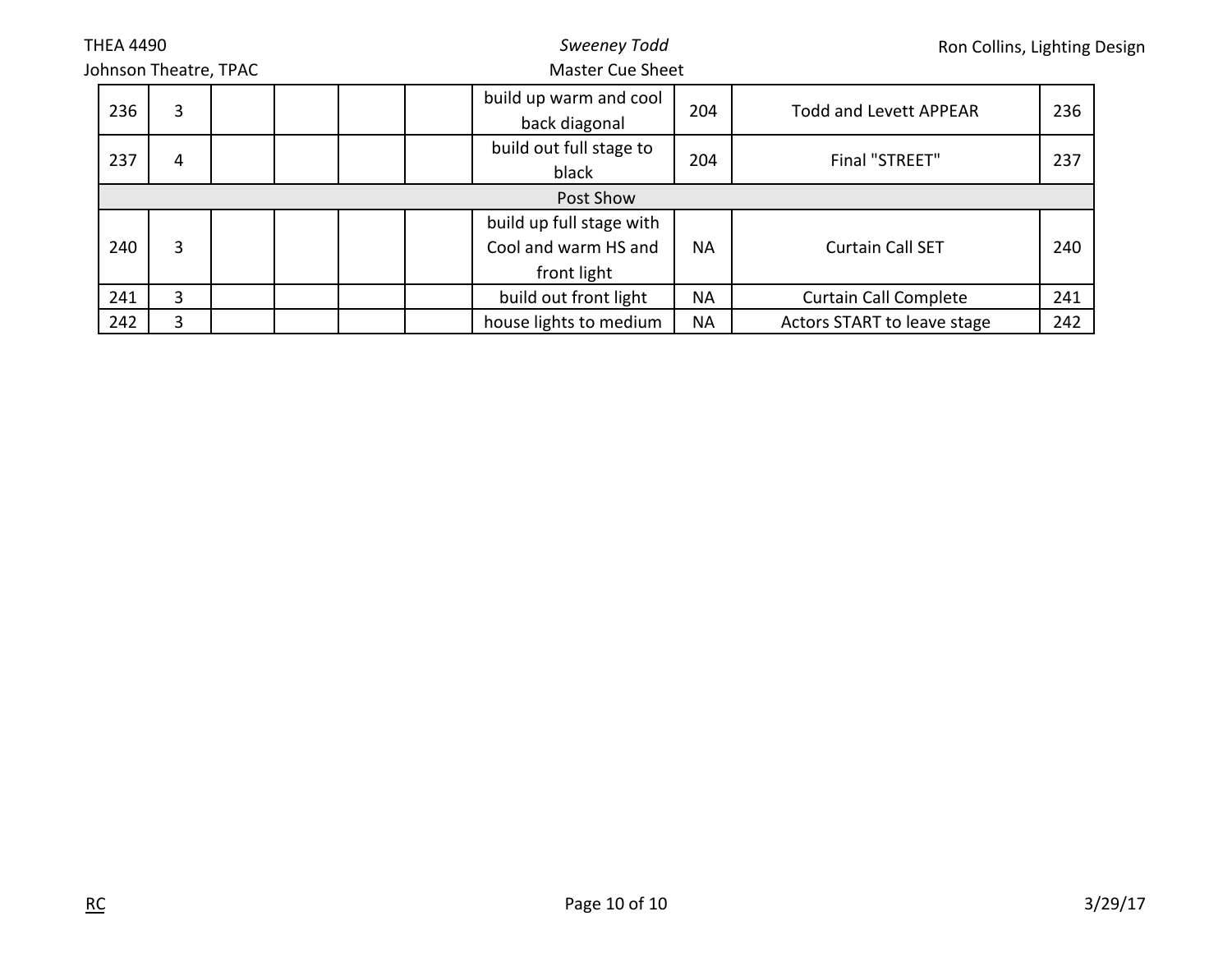| | | | | | | | | | |
|---|---|---|---|---|---|---|---|---|---|
| 236 | 3 | | | | | build up warm and cool back diagonal | 204 | Todd and Levett APPEAR | 236 |
| 237 | 4 | | | | | build out full stage to black | 204 | Final "STREET" | 237 |
| Post Show | | | | | | | | | |
| 240 | 3 | | | | | build up full stage with Cool and warm HS and front light | NA | Curtain Call SET | 240 |
| 241 | 3 | | | | | build out front light | NA | Curtain Call Complete | 241 |
| 242 | 3 | | | | | house lights to medium | NA | Actors START to leave stage | 242 |